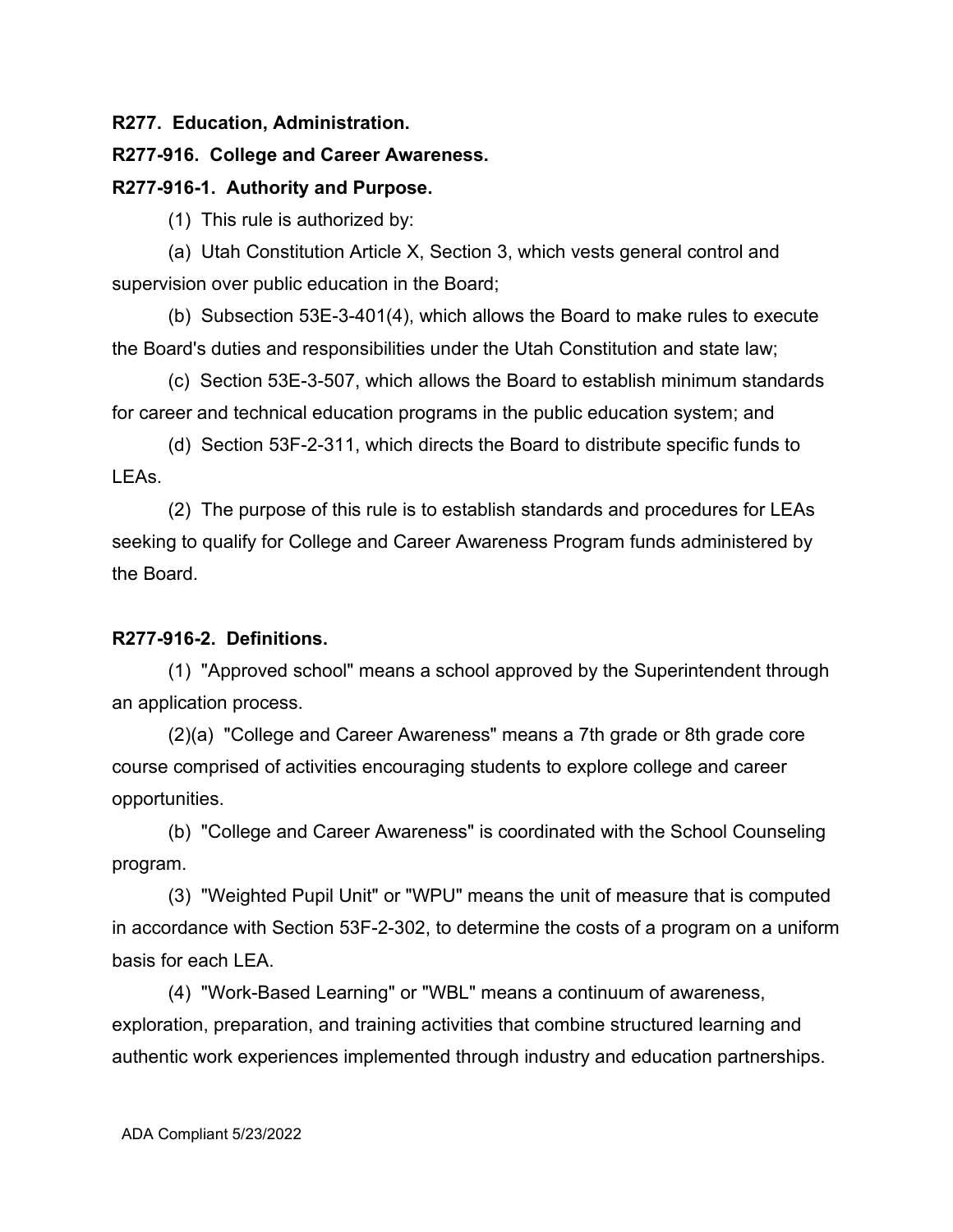**R277. Education, Administration.**

**R277-916. College and Career Awareness.**

**R277-916-1. Authority and Purpose.**

(1) This rule is authorized by:

(a) Utah Constitution Article X, Section 3, which vests general control and supervision over public education in the Board;

(b) Subsection 53E-3-401(4), which allows the Board to make rules to execute the Board's duties and responsibilities under the Utah Constitution and state law;

(c) Section 53E-3-507, which allows the Board to establish minimum standards for career and technical education programs in the public education system; and

(d) Section 53F-2-311, which directs the Board to distribute specific funds to LEAs.

(2) The purpose of this rule is to establish standards and procedures for LEAs seeking to qualify for College and Career Awareness Program funds administered by the Board.

**R277-916-2. Definitions.**

(1) "Approved school" means a school approved by the Superintendent through an application process.

(2)(a) "College and Career Awareness" means a 7th grade or 8th grade core course comprised of activities encouraging students to explore college and career opportunities.

(b) "College and Career Awareness" is coordinated with the School Counseling program.

(3) "Weighted Pupil Unit" or "WPU" means the unit of measure that is computed in accordance with Section 53F-2-302, to determine the costs of a program on a uniform basis for each LEA.

(4) "Work-Based Learning" or "WBL" means a continuum of awareness, exploration, preparation, and training activities that combine structured learning and authentic work experiences implemented through industry and education partnerships.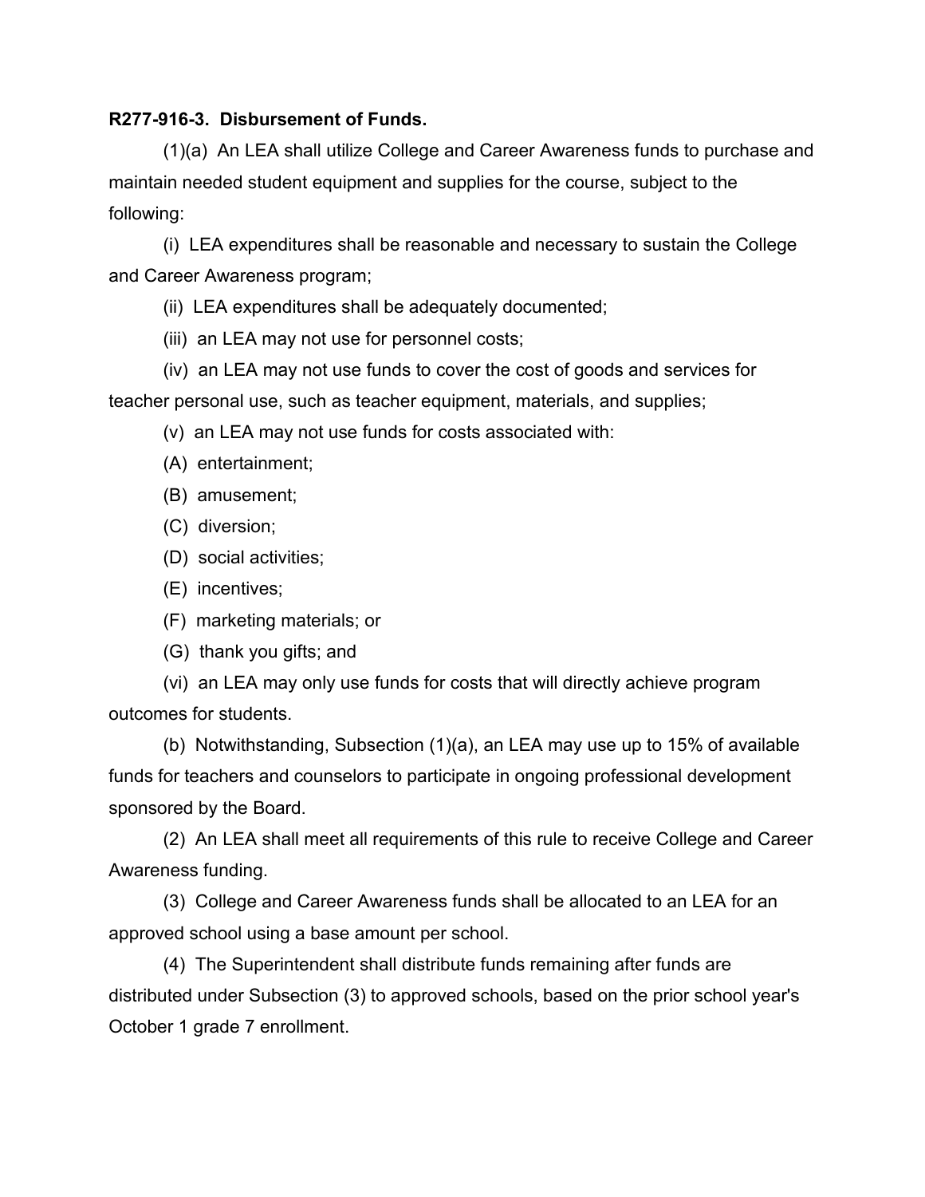**R277-916-3. Disbursement of Funds.**

(1)(a) An LEA shall utilize College and Career Awareness funds to purchase and maintain needed student equipment and supplies for the course, subject to the following:

(i) LEA expenditures shall be reasonable and necessary to sustain the College and Career Awareness program;

(ii) LEA expenditures shall be adequately documented;

(iii) an LEA may not use for personnel costs;

(iv) an LEA may not use funds to cover the cost of goods and services for teacher personal use, such as teacher equipment, materials, and supplies;

(v) an LEA may not use funds for costs associated with:

(A) entertainment;

(B) amusement;

(C) diversion;

(D) social activities;

(E) incentives;

(F) marketing materials; or

(G) thank you gifts; and

(vi) an LEA may only use funds for costs that will directly achieve program outcomes for students.

(b) Notwithstanding, Subsection (1)(a), an LEA may use up to 15% of available funds for teachers and counselors to participate in ongoing professional development sponsored by the Board.

(2) An LEA shall meet all requirements of this rule to receive College and Career Awareness funding.

(3) College and Career Awareness funds shall be allocated to an LEA for an approved school using a base amount per school.

(4) The Superintendent shall distribute funds remaining after funds are distributed under Subsection (3) to approved schools, based on the prior school year's October 1 grade 7 enrollment.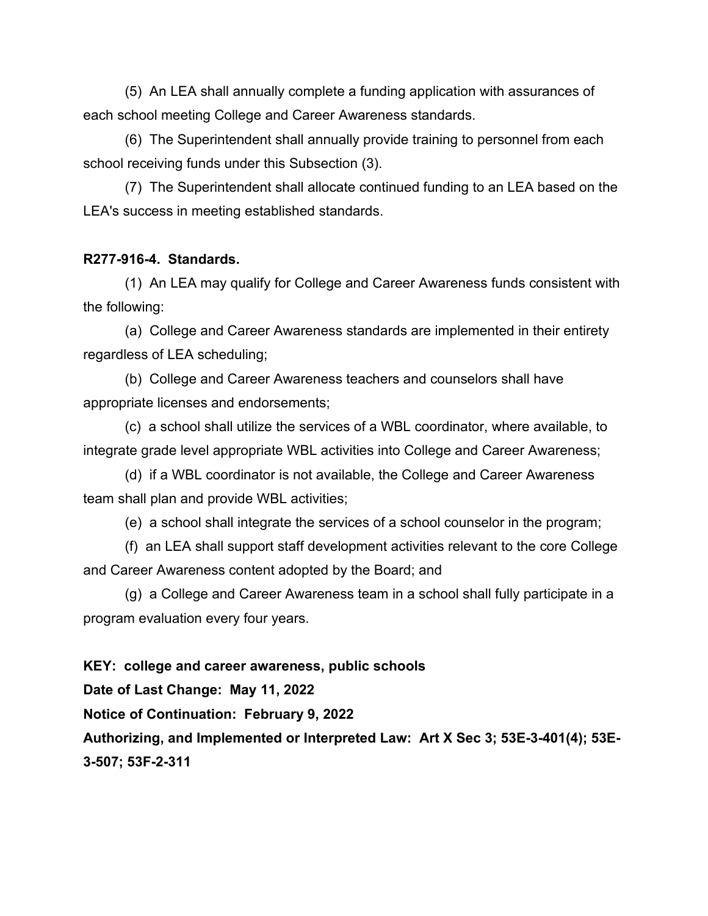(5) An LEA shall annually complete a funding application with assurances of each school meeting College and Career Awareness standards.

(6) The Superintendent shall annually provide training to personnel from each school receiving funds under this Subsection (3).

(7) The Superintendent shall allocate continued funding to an LEA based on the LEA's success in meeting established standards.

**R277-916-4. Standards.**

(1) An LEA may qualify for College and Career Awareness funds consistent with the following:

(a) College and Career Awareness standards are implemented in their entirety regardless of LEA scheduling;

(b) College and Career Awareness teachers and counselors shall have appropriate licenses and endorsements;

(c) a school shall utilize the services of a WBL coordinator, where available, to integrate grade level appropriate WBL activities into College and Career Awareness;

(d) if a WBL coordinator is not available, the College and Career Awareness team shall plan and provide WBL activities;

(e) a school shall integrate the services of a school counselor in the program;

(f) an LEA shall support staff development activities relevant to the core College and Career Awareness content adopted by the Board; and

(g) a College and Career Awareness team in a school shall fully participate in a program evaluation every four years.

**KEY: college and career awareness, public schools**

**Date of Last Change: May 11, 2022**

**Notice of Continuation: February 9, 2022**

**Authorizing, and Implemented or Interpreted Law: Art X Sec 3; 53E-3-401(4); 53E-3-507; 53F-2-311**